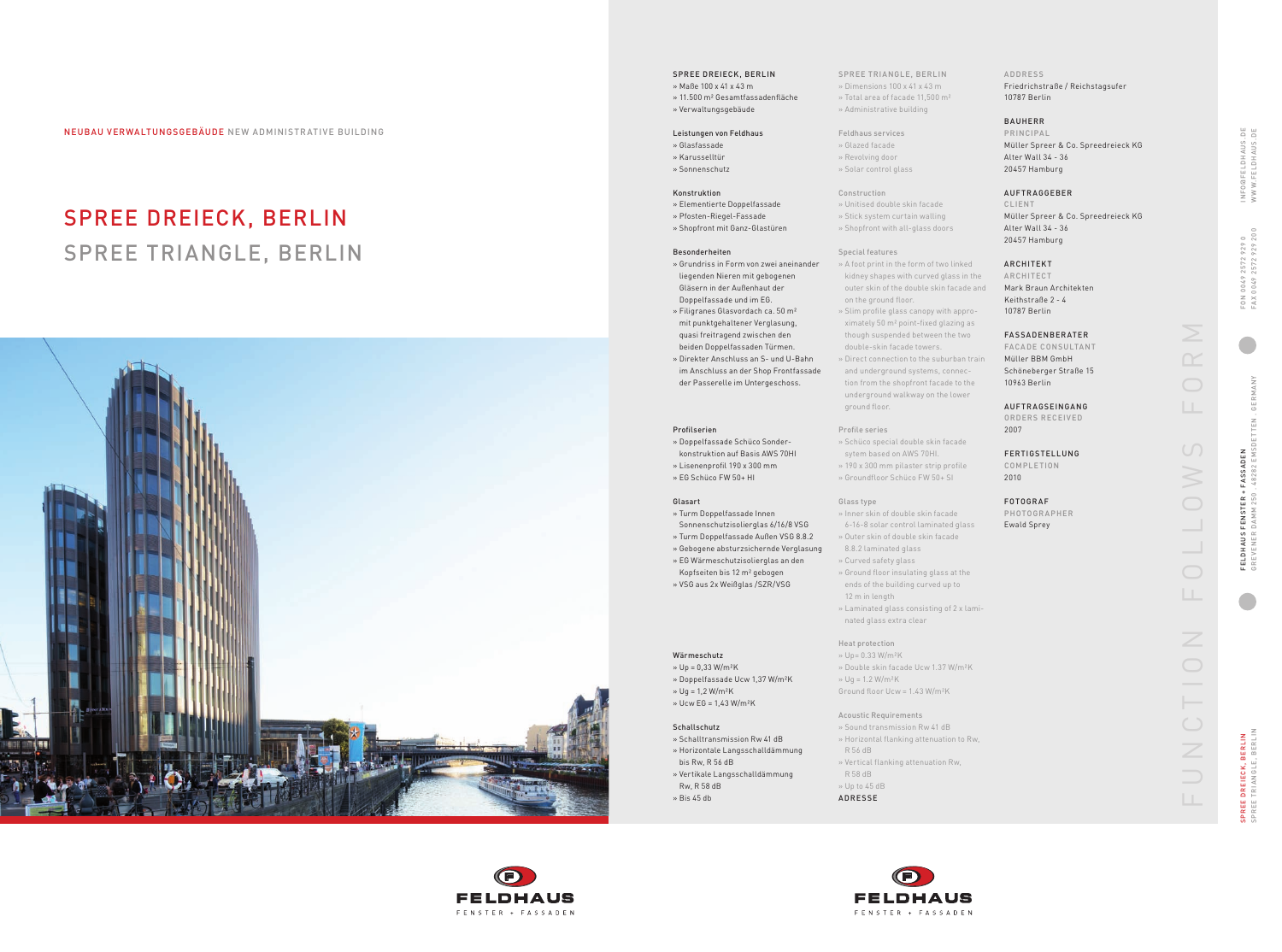NEUBAU VERWALTUNGSGEBÄUDE NEW ADMINISTRATIVE BUILDING

# SPREE DREIECK, BERLIN
# SPREE TRIANGLE, BERLIN

**SPREE DREIECK, BERLIN**
» Maße 100 x 41 x 43 m
» 11.500 m² Gesamtfassadenfläche
» Verwaltungsgebäude

**Leistungen von Feldhaus**
» Glasfassade
» Karusselltür
» Sonnenschutz

**Konstruktion**
» Elementierte Doppelfassade
» Pfosten-Riegel-Fassade
» Shopfront mit Ganz-Glastüren

**Besonderheiten**
» Grundriss in Form von zwei aneinander liegenden Nieren mit gebogenen Gläsern in der Außenhaut der Doppelfassade und im EG.
» Filigranes Glasvordach ca. 50 m² mit punktgehaltener Verglasung, quasi freitragend zwischen den beiden Doppelfassaden Türmen.
» Direkter Anschluss an S- und U-Bahn im Anschluss an der Shop Frontfassade der Passerelle im Untergeschoss.

**Profilserien**
» Doppelfassade Schüco Sonderkonstruktion auf Basis AWS 70HI
» Lisenenprofil 190 x 300 mm
» EG Schüco FW 50+ HI

**Glasart**
» Turm Doppelfassade Innen Sonnenschutzisolierglas 6/16/8 VSG
» Turm Doppelfassade Außen VSG 8.8.2
» Gebogene absturzsichernde Verglasung
» EG Wärmeschutzisolierglas an den Kopfseiten bis 12 m² gebogen
» VSG aus 2x Weißglas /SZR/VSG

**Wärmeschutz**
» Up = 0,33 W/m²K
» Doppelfassade Ucw 1,37 W/m²K
» Ug = 1,2 W/m²K
» Ucw EG = 1,43 W/m²K

**Schallschutz**
» Schalltransmission Rw 41 dB
» Horizontale Langsschalldämmung bis Rw, R 56 dB
» Vertikale Langsschalldämmung Rw, R 58 dB
» Bis 45 db

**SPREE TRIANGLE, BERLIN**
» Dimensions 100 x 41 x 43 m
» Total area of facade 11,500 m²
» Administrative building

**Feldhaus services**
» Glazed facade
» Revolving door
» Solar control glass

**Construction**
» Unitised double skin facade
» Stick system curtain walling
» Shopfront with all-glass doors

**Special features**
» A foot print in the form of two linked kidney shapes with curved glass in the outer skin of the double skin facade and on the ground floor.
» Slim profile glass canopy with approximately 50 m² point-fixed glazing as though suspended between the two double-skin facade towers.
» Direct connection to the suburban train and underground systems, connection from the shopfront facade to the underground walkway on the lower ground floor.

**Profile series**
» Schüco special double skin facade sytem based on AWS 70HI.
» 190 x 300 mm pilaster strip profile
» Groundfloor Schüco FW 50+ SI

**Glass type**
» Inner skin of double skin facade 6-16-8 solar control laminated glass
» Outer skin of double skin facade 8.8.2 laminated glass
» Curved safety glass
» Ground floor insulating glass at the ends of the building curved up to 12 m in length
» Laminated glass consisting of 2 x laminated glass extra clear

**Heat protection**
» Up= 0.33 W/m²K
» Double skin facade Ucw 1.37 W/m²K
» Ug = 1.2 W/m²K
Ground floor Ucw = 1.43 W/m²K

**Acoustic Requirements**
» Sound transmission Rw 41 dB
» Horizontal flanking attenuation to Rw, R 56 dB
» Vertical flanking attenuation Rw, R 58 dB
» Up to 45 dB

**ADRESSE**
ADDRESS
Friedrichstraße / Reichstagsufer
10787 Berlin

**BAUHERR**
PRINCIPAL
Müller Spreer & Co. Spreedreieck KG
Alter Wall 34 - 36
20457 Hamburg

**AUFTRAGGEBER**
CLIENT
Müller Spreer & Co. Spreedreieck KG
Alter Wall 34 - 36
20457 Hamburg

**ARCHITEKT**
ARCHITECT
Mark Braun Architekten
Keithstraße 2 - 4
10787 Berlin

**FASSADENBERATER**
FACADE CONSULTANT
Müller BBM GmbH
Schöneberger Straße 15
10963 Berlin

**AUFTRAGSEINGANG**
ORDERS RECEIVED
2007

**FERTIGSTELLUNG**
COMPLETION
2010

**FOTOGRAF**
PHOTOGRAPHER
Ewald Sprey

FUNCTION FOLLOWS FORM

FELDHAUS FENSTER + FASSADEN
GREVENER DAMM 250 · 48282 EMSDETTEN · GERMANY
FON 0049 2572 929 0
FAX 0049 2572 929 200
INFO@FELDHAUS.DE
WWW.FELDHAUS.DE

FELDHAUS
FENSTER + FASSADEN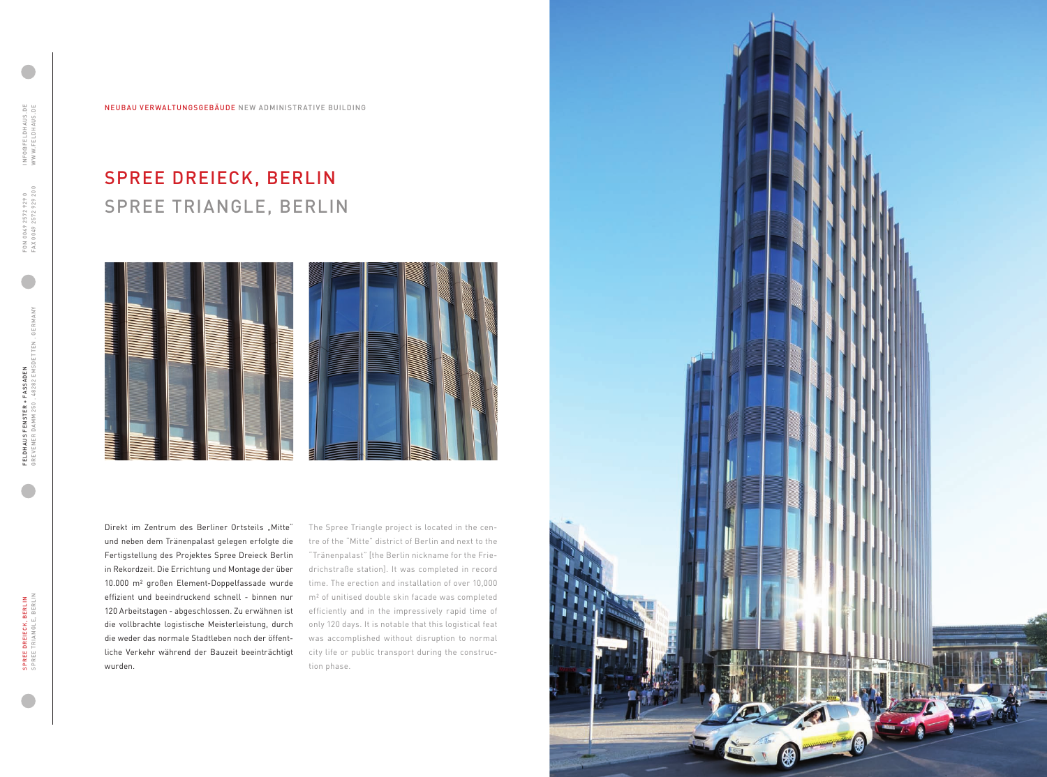NEUBAU VERWALTUNGSGEBÄUDE NEW ADMINISTRATIVE BUILDING

# SPREE DREIECK, BERLIN
## SPREE TRIANGLE, BERLIN

Direkt im Zentrum des Berliner Ortsteils „Mitte" und neben dem Tränenpalast gelegen erfolgte die Fertigstellung des Projektes Spree Dreieck Berlin in Rekordzeit. Die Errichtung und Montage der über 10.000 m² großen Element-Doppelfassade wurde effizient und beeindruckend schnell - binnen nur 120 Arbeitstagen - abgeschlossen. Zu erwähnen ist die vollbrachte logistische Meisterleistung, durch die weder das normale Stadtleben noch der öffentliche Verkehr während der Bauzeit beeinträchtigt wurden.

The Spree Triangle project is located in the centre of the "Mitte" district of Berlin and next to the "Tränenpalast" [the Berlin nickname for the Friedrichstraße station]. It was completed in record time. The erection and installation of over 10,000 m² of unitised double skin facade was completed efficiently and in the impressively rapid time of only 120 days. It is notable that this logistical feat was accomplished without disruption to normal city life or public transport during the construction phase.